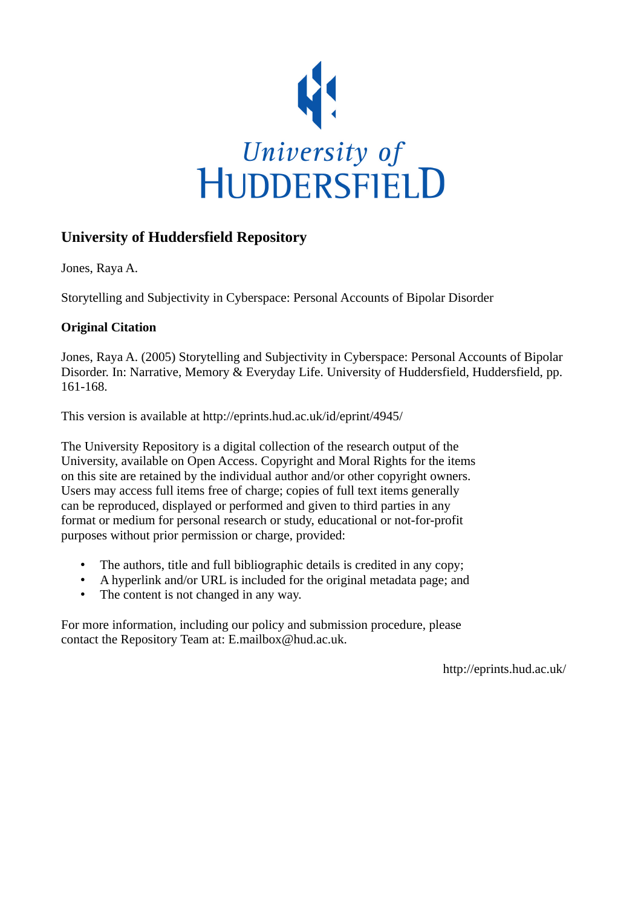University of HUDDERSFIELD

## University of Huddersfield Repository

Jones, Raya A.

Storytelling and Subjectivity in Cyberspace: Personal Accounts of Bipolar Disorder

### Original Citation

Jones, Raya A. (2005) Storytelling and Subjectivity in Cyberspace: Personal Accounts of Bipolar Disorder. In: Narrative, Memory & Everyday Life. University of Huddersfield, Huddersfield, pp. 161-168.

This version is available at http://eprints.hud.ac.uk/id/eprint/4945/

The University Repository is a digital collection of the research output of the University, available on Open Access. Copyright and Moral Rights for the items on this site are retained by the individual author and/or other copyright owners. Users may access full items free of charge; copies of full text items generally can be reproduced, displayed or performed and given to third parties in any format or medium for personal research or study, educational or not-for-profit purposes without prior permission or charge, provided:

- The authors, title and full bibliographic details is credited in any copy;
- A hyperlink and/or URL is included for the original metadata page; and
- The content is not changed in any way.

For more information, including our policy and submission procedure, please contact the Repository Team at: E.mailbox@hud.ac.uk.

http://eprints.hud.ac.uk/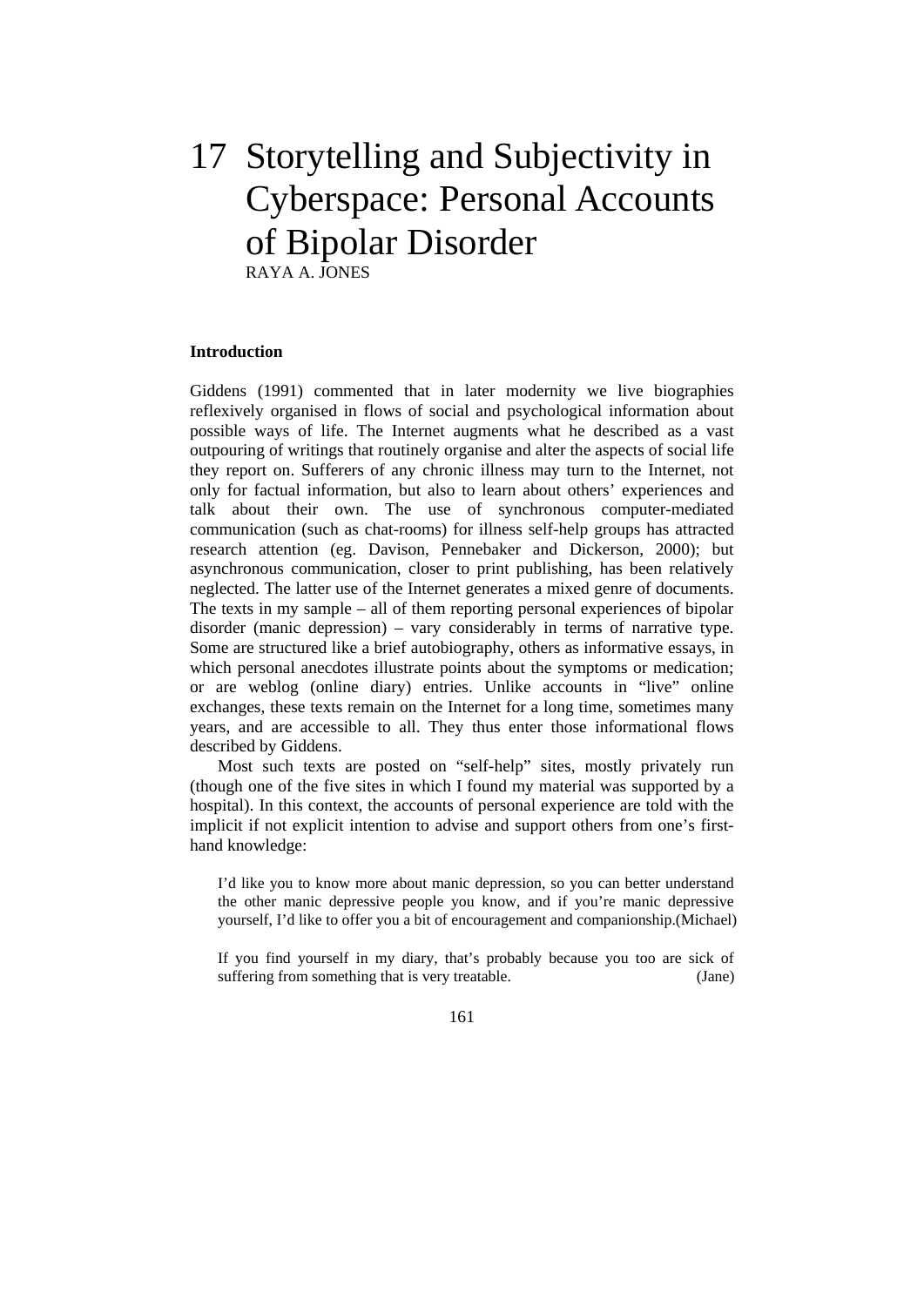# 17 Storytelling and Subjectivity in Cyberspace: Personal Accounts of Bipolar Disorder

RAYA A. JONES

### Introduction

Giddens (1991) commented that in later modernity we live biographies reflexively organised in flows of social and psychological information about possible ways of life. The Internet augments what he described as a vast outpouring of writings that routinely organise and alter the aspects of social life they report on. Sufferers of any chronic illness may turn to the Internet, not only for factual information, but also to learn about others' experiences and talk about their own. The use of synchronous computer-mediated communication (such as chat-rooms) for illness self-help groups has attracted research attention (eg. Davison, Pennebaker and Dickerson, 2000); but asynchronous communication, closer to print publishing, has been relatively neglected. The latter use of the Internet generates a mixed genre of documents. The texts in my sample – all of them reporting personal experiences of bipolar disorder (manic depression) – vary considerably in terms of narrative type. Some are structured like a brief autobiography, others as informative essays, in which personal anecdotes illustrate points about the symptoms or medication; or are weblog (online diary) entries. Unlike accounts in "live" online exchanges, these texts remain on the Internet for a long time, sometimes many years, and are accessible to all. They thus enter those informational flows described by Giddens.

Most such texts are posted on "self-help" sites, mostly privately run (though one of the five sites in which I found my material was supported by a hospital). In this context, the accounts of personal experience are told with the implicit if not explicit intention to advise and support others from one's first-hand knowledge:

> I'd like you to know more about manic depression, so you can better understand the other manic depressive people you know, and if you're manic depressive yourself, I'd like to offer you a bit of encouragement and companionship. (Michael)

> If you find yourself in my diary, that's probably because you too are sick of suffering from something that is very treatable. (Jane)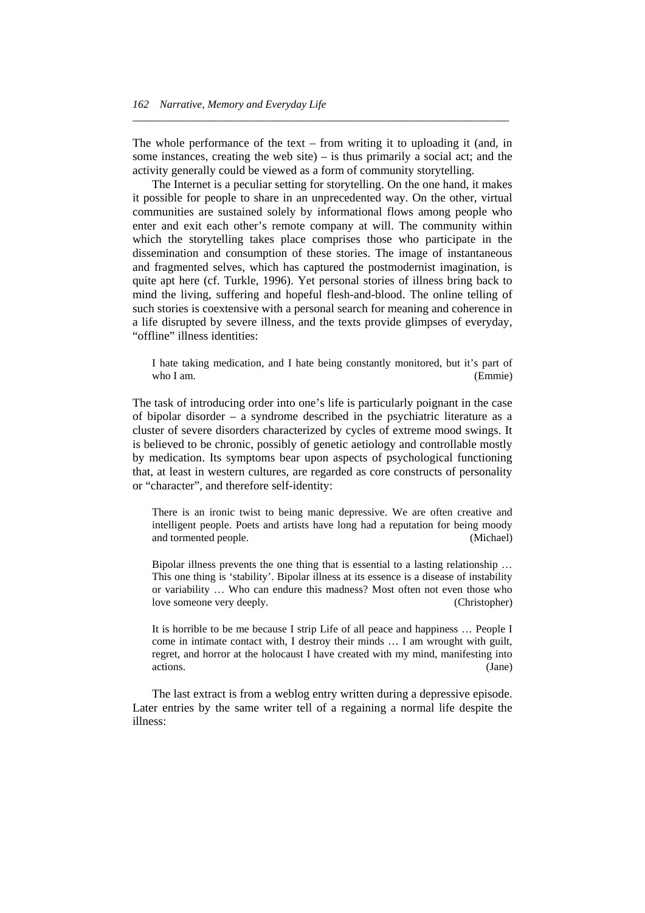The whole performance of the text – from writing it to uploading it (and, in some instances, creating the web site) – is thus primarily a social act; and the activity generally could be viewed as a form of community storytelling.

The Internet is a peculiar setting for storytelling. On the one hand, it makes it possible for people to share in an unprecedented way. On the other, virtual communities are sustained solely by informational flows among people who enter and exit each other's remote company at will. The community within which the storytelling takes place comprises those who participate in the dissemination and consumption of these stories. The image of instantaneous and fragmented selves, which has captured the postmodernist imagination, is quite apt here (cf. Turkle, 1996). Yet personal stories of illness bring back to mind the living, suffering and hopeful flesh-and-blood. The online telling of such stories is coextensive with a personal search for meaning and coherence in a life disrupted by severe illness, and the texts provide glimpses of everyday, "offline" illness identities:

> I hate taking medication, and I hate being constantly monitored, but it's part of who I am. (Emmie)

The task of introducing order into one's life is particularly poignant in the case of bipolar disorder – a syndrome described in the psychiatric literature as a cluster of severe disorders characterized by cycles of extreme mood swings. It is believed to be chronic, possibly of genetic aetiology and controllable mostly by medication. Its symptoms bear upon aspects of psychological functioning that, at least in western cultures, are regarded as core constructs of personality or "character", and therefore self-identity:

> There is an ironic twist to being manic depressive. We are often creative and intelligent people. Poets and artists have long had a reputation for being moody and tormented people. (Michael)

> Bipolar illness prevents the one thing that is essential to a lasting relationship … This one thing is 'stability'. Bipolar illness at its essence is a disease of instability or variability … Who can endure this madness? Most often not even those who love someone very deeply. (Christopher)

> It is horrible to be me because I strip Life of all peace and happiness … People I come in intimate contact with, I destroy their minds … I am wrought with guilt, regret, and horror at the holocaust I have created with my mind, manifesting into actions. (Jane)

The last extract is from a weblog entry written during a depressive episode. Later entries by the same writer tell of a regaining a normal life despite the illness: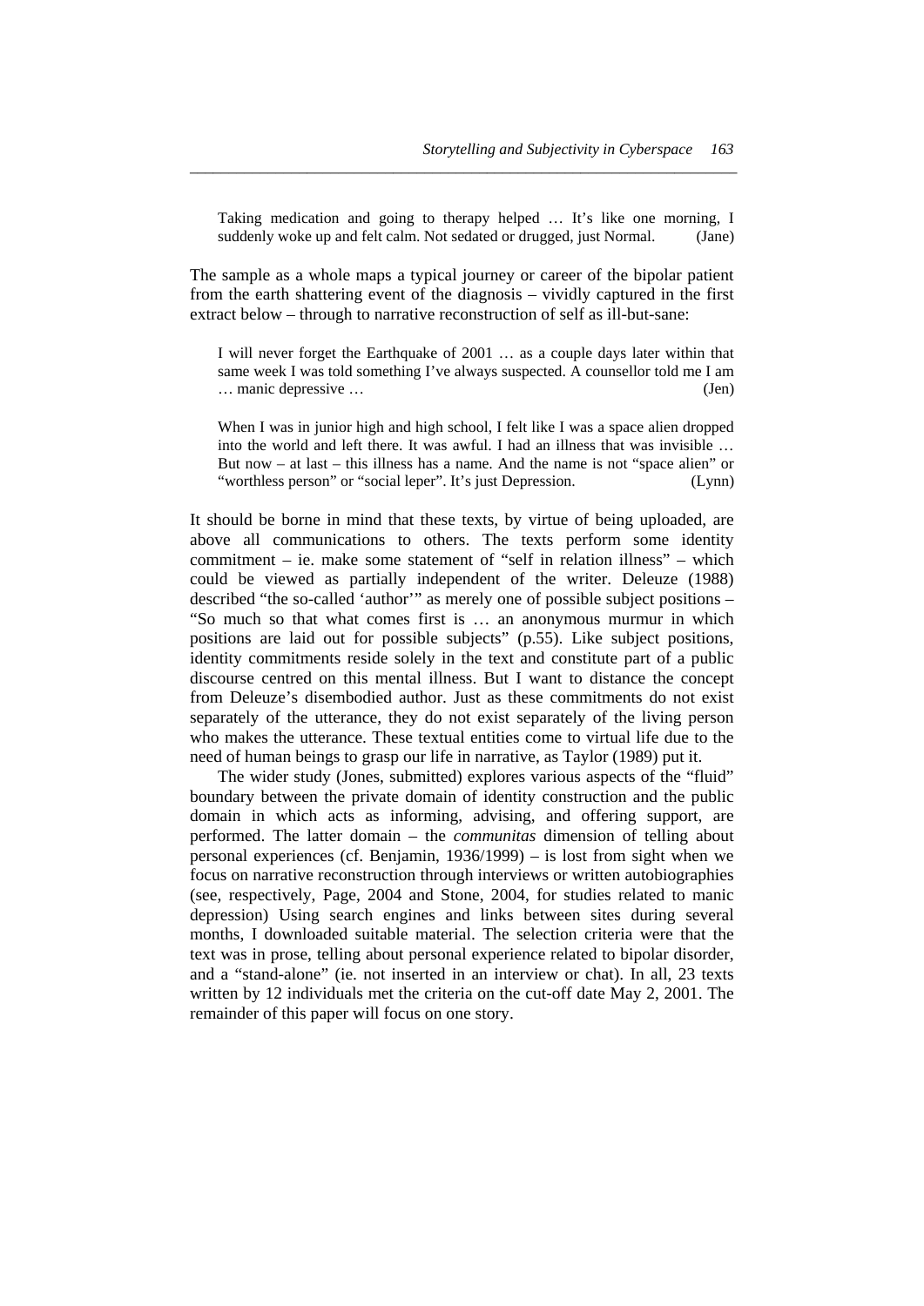> Taking medication and going to therapy helped … It's like one morning, I suddenly woke up and felt calm. Not sedated or drugged, just Normal. (Jane)

The sample as a whole maps a typical journey or career of the bipolar patient from the earth shattering event of the diagnosis – vividly captured in the first extract below – through to narrative reconstruction of self as ill-but-sane:

> I will never forget the Earthquake of 2001 … as a couple days later within that same week I was told something I've always suspected. A counsellor told me I am … manic depressive … (Jen)

> When I was in junior high and high school, I felt like I was a space alien dropped into the world and left there. It was awful. I had an illness that was invisible … But now – at last – this illness has a name. And the name is not "space alien" or "worthless person" or "social leper". It's just Depression. (Lynn)

It should be borne in mind that these texts, by virtue of being uploaded, are above all communications to others. The texts perform some identity commitment – ie. make some statement of "self in relation illness" – which could be viewed as partially independent of the writer. Deleuze (1988) described "the so-called 'author'" as merely one of possible subject positions – "So much so that what comes first is … an anonymous murmur in which positions are laid out for possible subjects" (p.55). Like subject positions, identity commitments reside solely in the text and constitute part of a public discourse centred on this mental illness. But I want to distance the concept from Deleuze's disembodied author. Just as these commitments do not exist separately of the utterance, they do not exist separately of the living person who makes the utterance. These textual entities come to virtual life due to the need of human beings to grasp our life in narrative, as Taylor (1989) put it.

The wider study (Jones, submitted) explores various aspects of the "fluid" boundary between the private domain of identity construction and the public domain in which acts as informing, advising, and offering support, are performed. The latter domain – the *communitas* dimension of telling about personal experiences (cf. Benjamin, 1936/1999) – is lost from sight when we focus on narrative reconstruction through interviews or written autobiographies (see, respectively, Page, 2004 and Stone, 2004, for studies related to manic depression) Using search engines and links between sites during several months, I downloaded suitable material. The selection criteria were that the text was in prose, telling about personal experience related to bipolar disorder, and a "stand-alone" (ie. not inserted in an interview or chat). In all, 23 texts written by 12 individuals met the criteria on the cut-off date May 2, 2001. The remainder of this paper will focus on one story.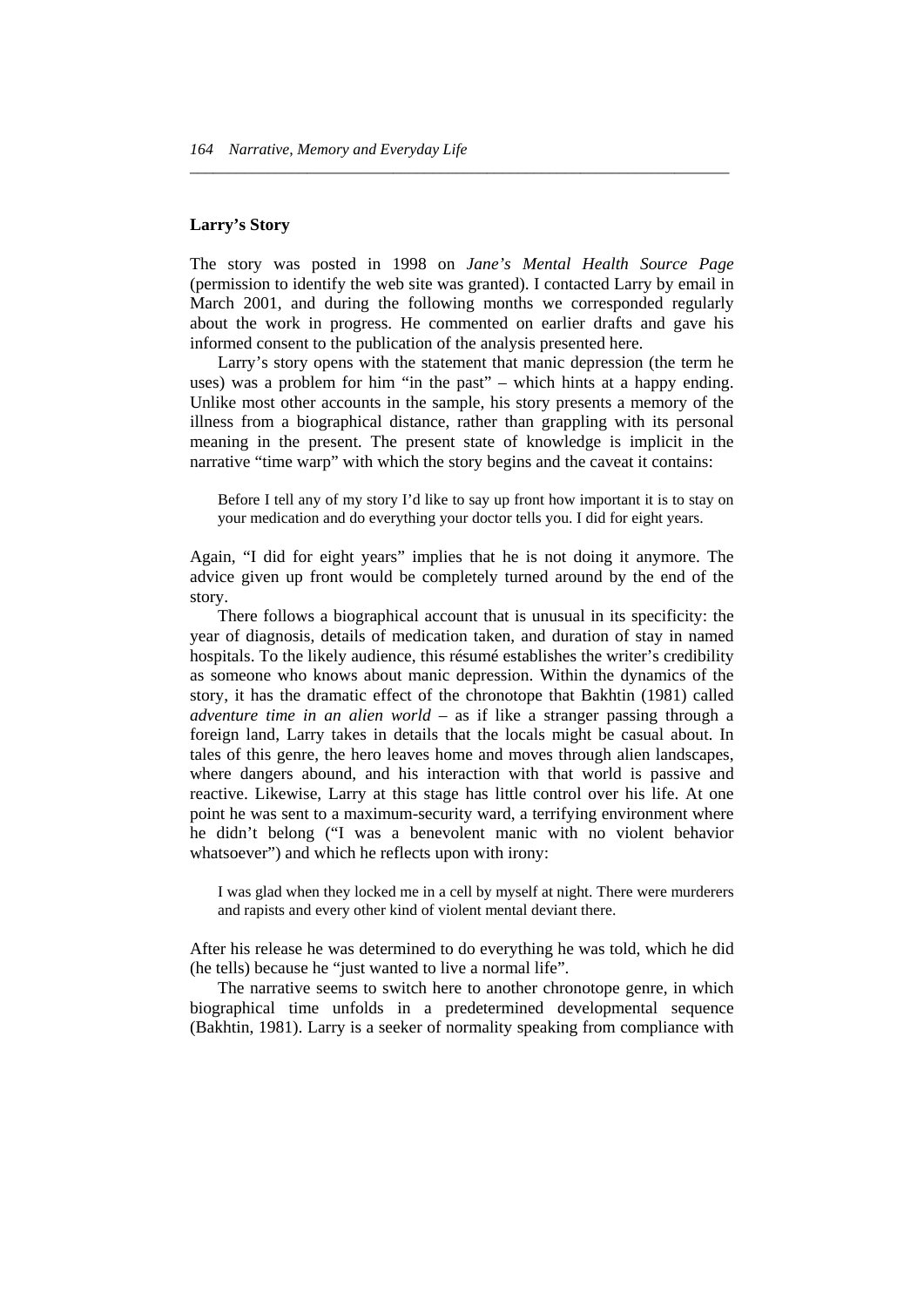### Larry's Story

The story was posted in 1998 on *Jane's Mental Health Source Page* (permission to identify the web site was granted). I contacted Larry by email in March 2001, and during the following months we corresponded regularly about the work in progress. He commented on earlier drafts and gave his informed consent to the publication of the analysis presented here.

Larry's story opens with the statement that manic depression (the term he uses) was a problem for him "in the past" – which hints at a happy ending. Unlike most other accounts in the sample, his story presents a memory of the illness from a biographical distance, rather than grappling with its personal meaning in the present. The present state of knowledge is implicit in the narrative "time warp" with which the story begins and the caveat it contains:

> Before I tell any of my story I'd like to say up front how important it is to stay on your medication and do everything your doctor tells you. I did for eight years.

Again, "I did for eight years" implies that he is not doing it anymore. The advice given up front would be completely turned around by the end of the story.

There follows a biographical account that is unusual in its specificity: the year of diagnosis, details of medication taken, and duration of stay in named hospitals. To the likely audience, this résumé establishes the writer's credibility as someone who knows about manic depression. Within the dynamics of the story, it has the dramatic effect of the chronotope that Bakhtin (1981) called *adventure time in an alien world* – as if like a stranger passing through a foreign land, Larry takes in details that the locals might be casual about. In tales of this genre, the hero leaves home and moves through alien landscapes, where dangers abound, and his interaction with that world is passive and reactive. Likewise, Larry at this stage has little control over his life. At one point he was sent to a maximum-security ward, a terrifying environment where he didn't belong ("I was a benevolent manic with no violent behavior whatsoever") and which he reflects upon with irony:

> I was glad when they locked me in a cell by myself at night. There were murderers and rapists and every other kind of violent mental deviant there.

After his release he was determined to do everything he was told, which he did (he tells) because he "just wanted to live a normal life".

The narrative seems to switch here to another chronotope genre, in which biographical time unfolds in a predetermined developmental sequence (Bakhtin, 1981). Larry is a seeker of normality speaking from compliance with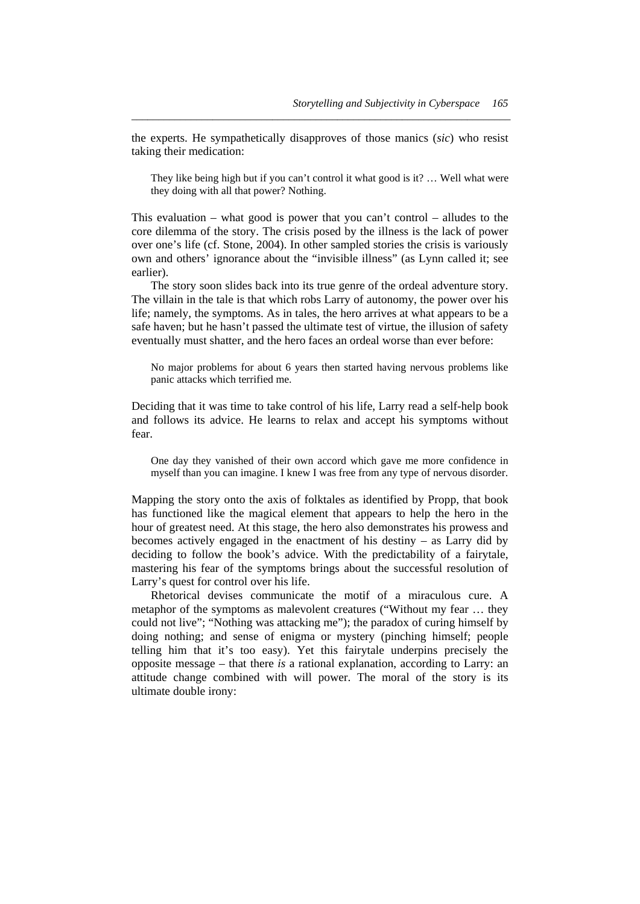the experts. He sympathetically disapproves of those manics (*sic*) who resist taking their medication:

> They like being high but if you can't control it what good is it? … Well what were they doing with all that power? Nothing.

This evaluation – what good is power that you can't control – alludes to the core dilemma of the story. The crisis posed by the illness is the lack of power over one's life (cf. Stone, 2004). In other sampled stories the crisis is variously own and others' ignorance about the "invisible illness" (as Lynn called it; see earlier).

The story soon slides back into its true genre of the ordeal adventure story. The villain in the tale is that which robs Larry of autonomy, the power over his life; namely, the symptoms. As in tales, the hero arrives at what appears to be a safe haven; but he hasn't passed the ultimate test of virtue, the illusion of safety eventually must shatter, and the hero faces an ordeal worse than ever before:

> No major problems for about 6 years then started having nervous problems like panic attacks which terrified me.

Deciding that it was time to take control of his life, Larry read a self-help book and follows its advice. He learns to relax and accept his symptoms without fear.

> One day they vanished of their own accord which gave me more confidence in myself than you can imagine. I knew I was free from any type of nervous disorder.

Mapping the story onto the axis of folktales as identified by Propp, that book has functioned like the magical element that appears to help the hero in the hour of greatest need. At this stage, the hero also demonstrates his prowess and becomes actively engaged in the enactment of his destiny – as Larry did by deciding to follow the book's advice. With the predictability of a fairytale, mastering his fear of the symptoms brings about the successful resolution of Larry's quest for control over his life.

Rhetorical devises communicate the motif of a miraculous cure. A metaphor of the symptoms as malevolent creatures ("Without my fear … they could not live"; "Nothing was attacking me"); the paradox of curing himself by doing nothing; and sense of enigma or mystery (pinching himself; people telling him that it's too easy). Yet this fairytale underpins precisely the opposite message – that there *is* a rational explanation, according to Larry: an attitude change combined with will power. The moral of the story is its ultimate double irony: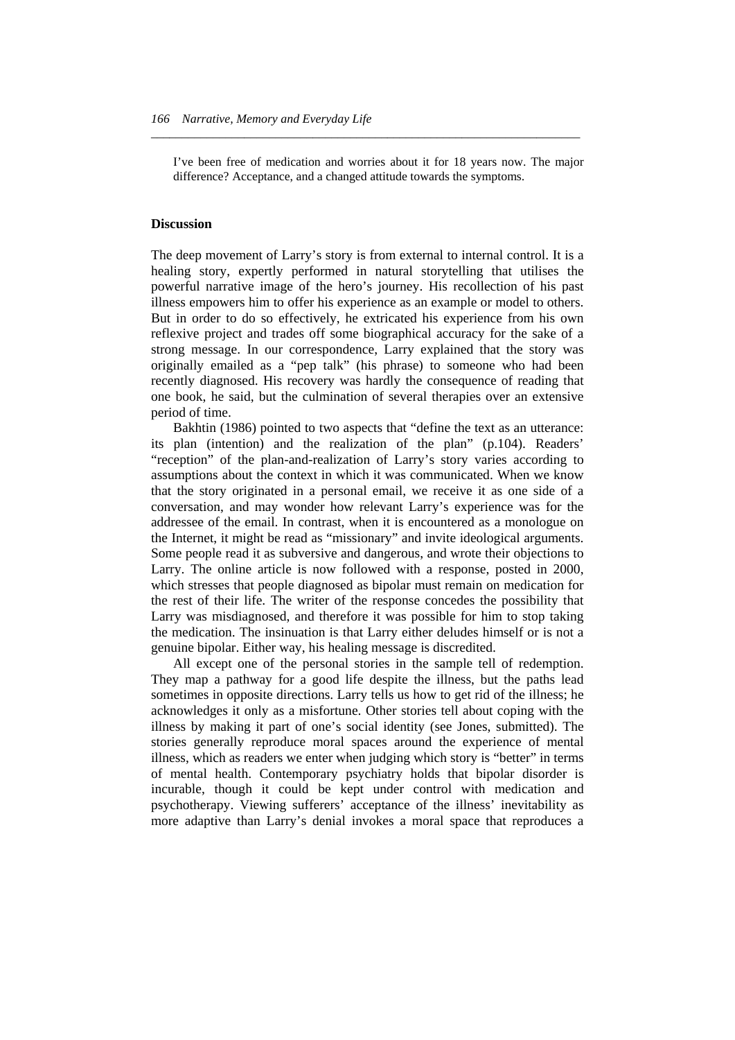> I've been free of medication and worries about it for 18 years now. The major difference? Acceptance, and a changed attitude towards the symptoms.

### Discussion

The deep movement of Larry's story is from external to internal control. It is a healing story, expertly performed in natural storytelling that utilises the powerful narrative image of the hero's journey. His recollection of his past illness empowers him to offer his experience as an example or model to others. But in order to do so effectively, he extricated his experience from his own reflexive project and trades off some biographical accuracy for the sake of a strong message. In our correspondence, Larry explained that the story was originally emailed as a "pep talk" (his phrase) to someone who had been recently diagnosed. His recovery was hardly the consequence of reading that one book, he said, but the culmination of several therapies over an extensive period of time.

Bakhtin (1986) pointed to two aspects that "define the text as an utterance: its plan (intention) and the realization of the plan" (p.104). Readers' "reception" of the plan-and-realization of Larry's story varies according to assumptions about the context in which it was communicated. When we know that the story originated in a personal email, we receive it as one side of a conversation, and may wonder how relevant Larry's experience was for the addressee of the email. In contrast, when it is encountered as a monologue on the Internet, it might be read as "missionary" and invite ideological arguments. Some people read it as subversive and dangerous, and wrote their objections to Larry. The online article is now followed with a response, posted in 2000, which stresses that people diagnosed as bipolar must remain on medication for the rest of their life. The writer of the response concedes the possibility that Larry was misdiagnosed, and therefore it was possible for him to stop taking the medication. The insinuation is that Larry either deludes himself or is not a genuine bipolar. Either way, his healing message is discredited.

All except one of the personal stories in the sample tell of redemption. They map a pathway for a good life despite the illness, but the paths lead sometimes in opposite directions. Larry tells us how to get rid of the illness; he acknowledges it only as a misfortune. Other stories tell about coping with the illness by making it part of one's social identity (see Jones, submitted). The stories generally reproduce moral spaces around the experience of mental illness, which as readers we enter when judging which story is "better" in terms of mental health. Contemporary psychiatry holds that bipolar disorder is incurable, though it could be kept under control with medication and psychotherapy. Viewing sufferers' acceptance of the illness' inevitability as more adaptive than Larry's denial invokes a moral space that reproduces a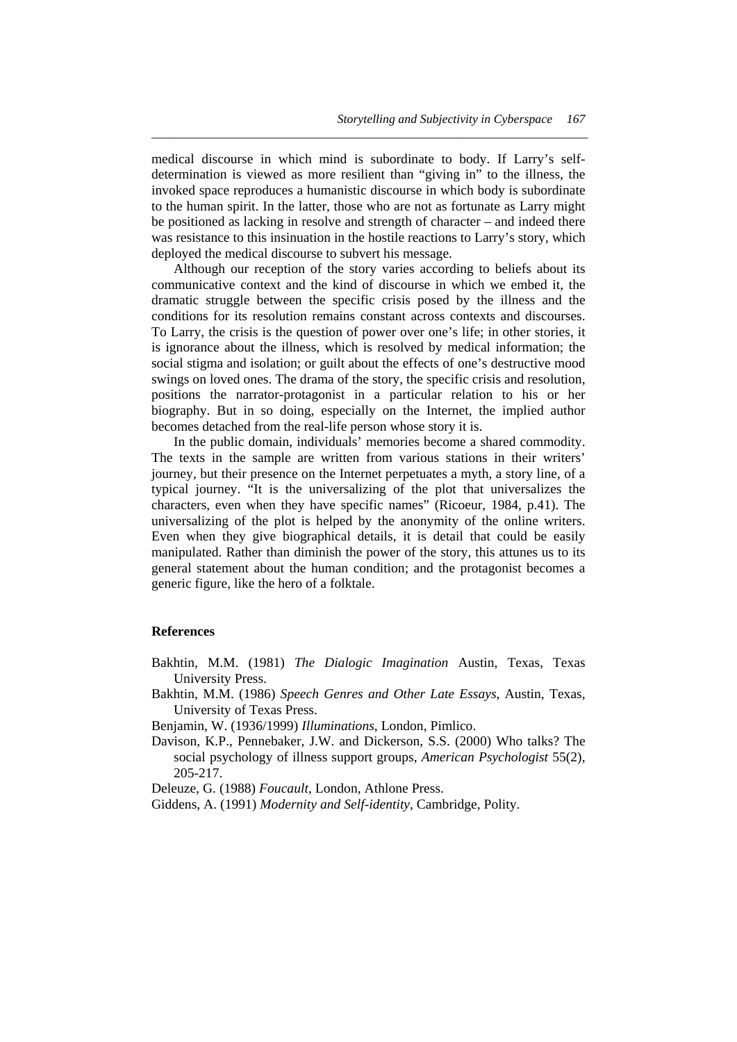medical discourse in which mind is subordinate to body. If Larry's self-determination is viewed as more resilient than "giving in" to the illness, the invoked space reproduces a humanistic discourse in which body is subordinate to the human spirit. In the latter, those who are not as fortunate as Larry might be positioned as lacking in resolve and strength of character – and indeed there was resistance to this insinuation in the hostile reactions to Larry's story, which deployed the medical discourse to subvert his message.

Although our reception of the story varies according to beliefs about its communicative context and the kind of discourse in which we embed it, the dramatic struggle between the specific crisis posed by the illness and the conditions for its resolution remains constant across contexts and discourses. To Larry, the crisis is the question of power over one's life; in other stories, it is ignorance about the illness, which is resolved by medical information; the social stigma and isolation; or guilt about the effects of one's destructive mood swings on loved ones. The drama of the story, the specific crisis and resolution, positions the narrator-protagonist in a particular relation to his or her biography. But in so doing, especially on the Internet, the implied author becomes detached from the real-life person whose story it is.

In the public domain, individuals' memories become a shared commodity. The texts in the sample are written from various stations in their writers' journey, but their presence on the Internet perpetuates a myth, a story line, of a typical journey. "It is the universalizing of the plot that universalizes the characters, even when they have specific names" (Ricoeur, 1984, p.41). The universalizing of the plot is helped by the anonymity of the online writers. Even when they give biographical details, it is detail that could be easily manipulated. Rather than diminish the power of the story, this attunes us to its general statement about the human condition; and the protagonist becomes a generic figure, like the hero of a folktale.

## References

Bakhtin, M.M. (1981) *The Dialogic Imagination* Austin, Texas, Texas University Press.

Bakhtin, M.M. (1986) *Speech Genres and Other Late Essays*, Austin, Texas, University of Texas Press.

Benjamin, W. (1936/1999) *Illuminations*, London, Pimlico.

Davison, K.P., Pennebaker, J.W. and Dickerson, S.S. (2000) Who talks? The social psychology of illness support groups, *American Psychologist* 55(2), 205-217.

Deleuze, G. (1988) *Foucault*, London, Athlone Press.

Giddens, A. (1991) *Modernity and Self-identity*, Cambridge, Polity.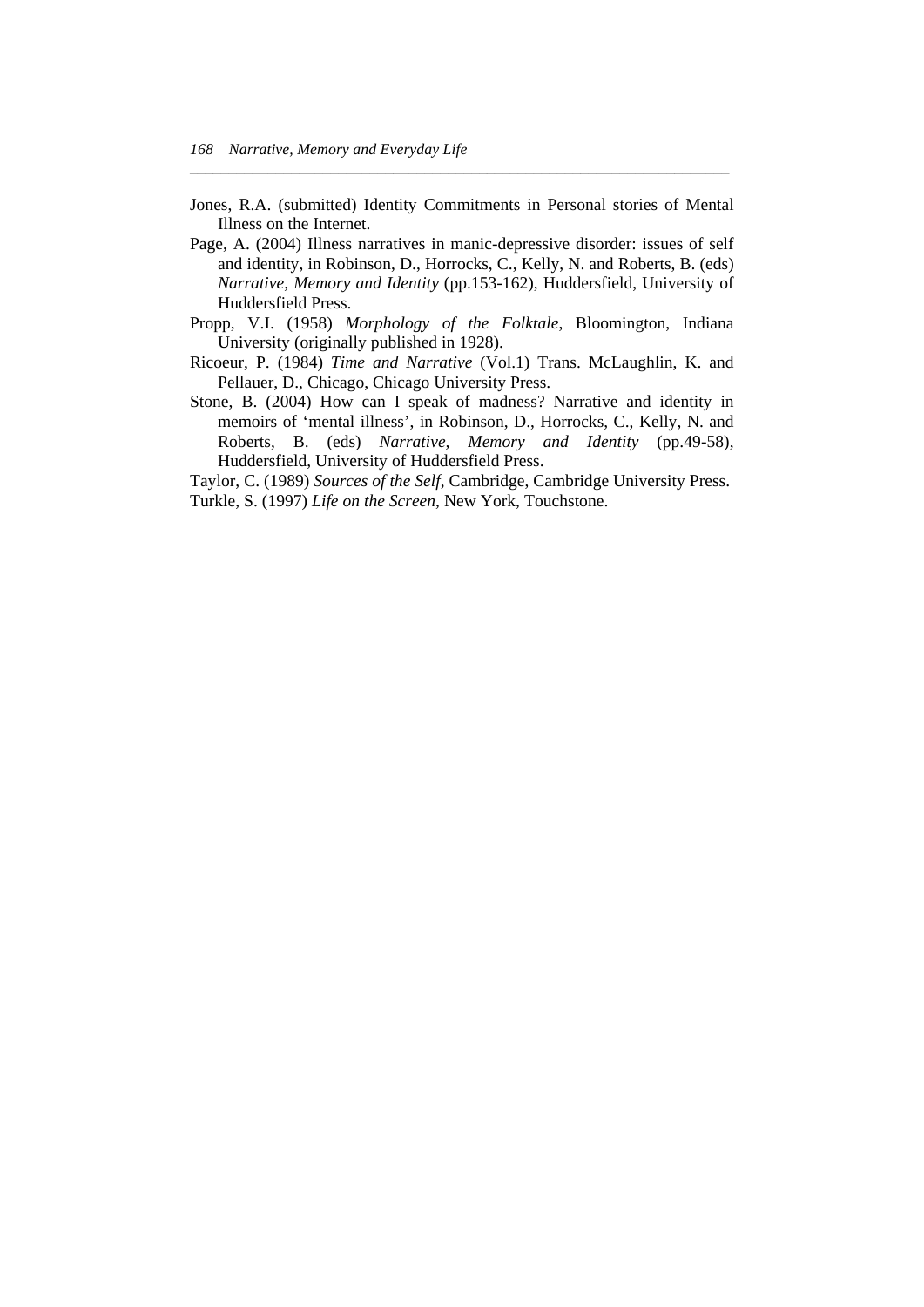Jones, R.A. (submitted) Identity Commitments in Personal stories of Mental Illness on the Internet.

Page, A. (2004) Illness narratives in manic-depressive disorder: issues of self and identity, in Robinson, D., Horrocks, C., Kelly, N. and Roberts, B. (eds) *Narrative, Memory and Identity* (pp.153-162), Huddersfield, University of Huddersfield Press.

Propp, V.I. (1958) *Morphology of the Folktale*, Bloomington, Indiana University (originally published in 1928).

Ricoeur, P. (1984) *Time and Narrative* (Vol.1) Trans. McLaughlin, K. and Pellauer, D., Chicago, Chicago University Press.

Stone, B. (2004) How can I speak of madness? Narrative and identity in memoirs of 'mental illness', in Robinson, D., Horrocks, C., Kelly, N. and Roberts, B. (eds) *Narrative, Memory and Identity* (pp.49-58), Huddersfield, University of Huddersfield Press.

Taylor, C. (1989) *Sources of the Self*, Cambridge, Cambridge University Press.

Turkle, S. (1997) *Life on the Screen*, New York, Touchstone.